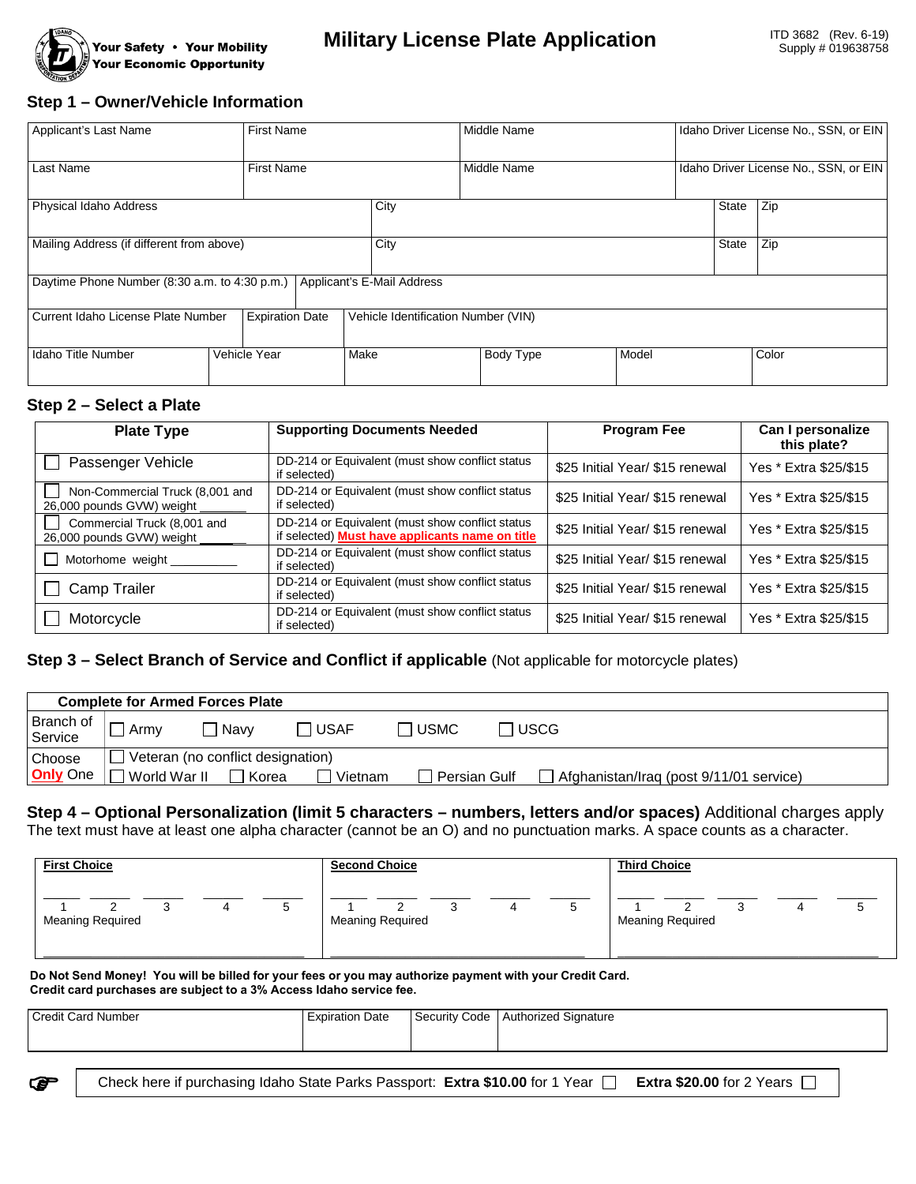Your Safety • Your Mobility
Your Economic Opportunity

# Military License Plate Application

ITD 3682 (Rev. 6-19)
Supply # 019638758

## Step 1 – Owner/Vehicle Information

| Applicant's Last Name | First Name | Middle Name | Idaho Driver License No., SSN, or EIN |
|---|---|---|---|
| Last Name | First Name | Middle Name | Idaho Driver License No., SSN, or EIN |

| Physical Idaho Address | City | State | Zip |
|---|---|---|---|
| Mailing Address (if different from above) | City | State | Zip |

| Daytime Phone Number (8:30 a.m. to 4:30 p.m.) | Applicant's E-Mail Address |
|---|---|

| Current Idaho License Plate Number | Expiration Date | Vehicle Identification Number (VIN) |
|---|---|---|

| Idaho Title Number | Vehicle Year | Make | Body Type | Model | Color |
|---|---|---|---|---|---|

## Step 2 – Select a Plate

| Plate Type | Supporting Documents Needed | Program Fee | Can I personalize this plate? |
|---|---|---|---|
| ☐ Passenger Vehicle | DD-214 or Equivalent (must show conflict status if selected) | $25 Initial Year/ $15 renewal | Yes * Extra $25/$15 |
| ☐ Non-Commercial Truck (8,001 and 26,000 pounds GVW) weight _______ | DD-214 or Equivalent (must show conflict status if selected) | $25 Initial Year/ $15 renewal | Yes * Extra $25/$15 |
| ☐ Commercial Truck (8,001 and 26,000 pounds GVW) weight _______ | DD-214 or Equivalent (must show conflict status if selected) **Must have applicants name on title** | $25 Initial Year/ $15 renewal | Yes * Extra $25/$15 |
| ☐ Motorhome weight __________ | DD-214 or Equivalent (must show conflict status if selected) | $25 Initial Year/ $15 renewal | Yes * Extra $25/$15 |
| ☐ Camp Trailer | DD-214 or Equivalent (must show conflict status if selected) | $25 Initial Year/ $15 renewal | Yes * Extra $25/$15 |
| ☐ Motorcycle | DD-214 or Equivalent (must show conflict status if selected) | $25 Initial Year/ $15 renewal | Yes * Extra $25/$15 |

## Step 3 – Select Branch of Service and Conflict if applicable (Not applicable for motorcycle plates)

| Complete for Armed Forces Plate | |
|---|---|
| Branch of Service | ☐ Army ☐ Navy ☐ USAF ☐ USMC ☐ USCG |
| Choose **Only** One | ☐ Veteran (no conflict designation)<br>☐ World War II ☐ Korea ☐ Vietnam ☐ Persian Gulf ☐ Afghanistan/Iraq (post 9/11/01 service) |

## Step 4 – Optional Personalization (limit 5 characters – numbers, letters and/or spaces) Additional charges apply

The text must have at least one alpha character (cannot be an O) and no punctuation marks. A space counts as a character.

| First Choice | Second Choice | Third Choice |
|---|---|---|
| ___ ___ ___ ___ ___<br>1 2 3 4 5<br>Meaning Required | ___ ___ ___ ___ ___<br>1 2 3 4 5<br>Meaning Required | ___ ___ ___ ___ ___<br>1 2 3 4 5<br>Meaning Required |

**Do Not Send Money! You will be billed for your fees or you may authorize payment with your Credit Card.**
**Credit card purchases are subject to a 3% Access Idaho service fee.**

| Credit Card Number | Expiration Date | Security Code | Authorized Signature |
|---|---|---|---|

Check here if purchasing Idaho State Parks Passport: **Extra $10.00** for 1 Year ☐ **Extra $20.00** for 2 Years ☐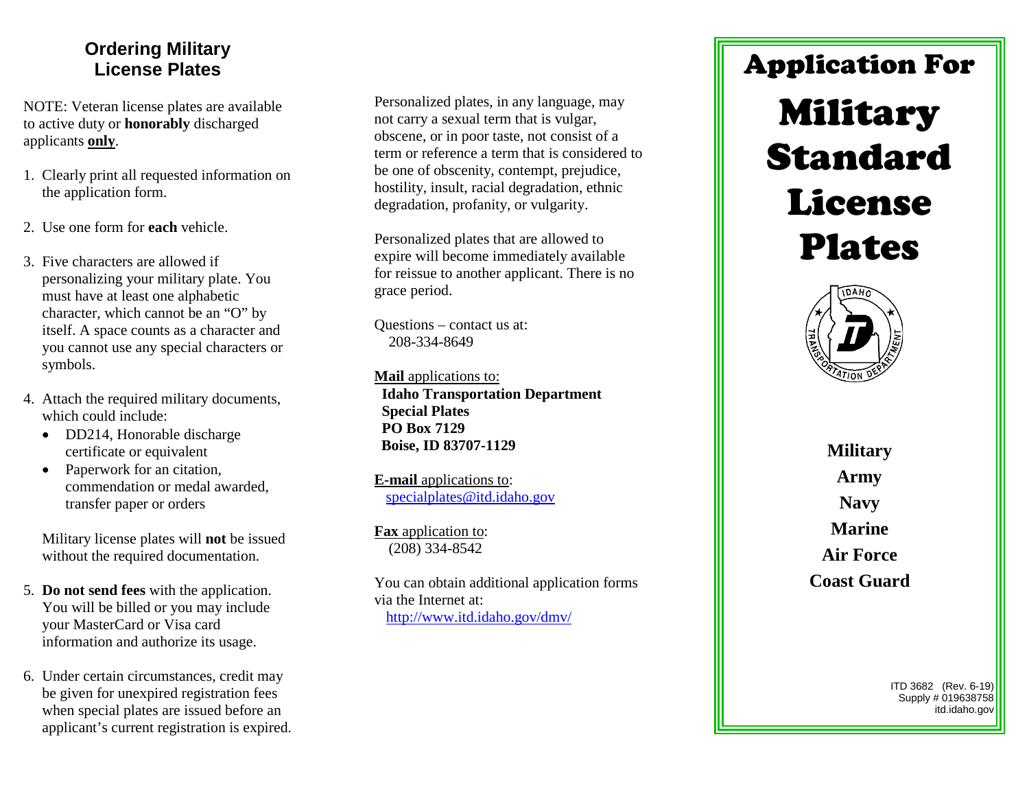## Ordering Military License Plates

NOTE: Veteran license plates are available to active duty or **honorably** discharged applicants **only**.

1. Clearly print all requested information on the application form.
2. Use one form for **each** vehicle.
3. Five characters are allowed if personalizing your military plate. You must have at least one alphabetic character, which cannot be an "O" by itself. A space counts as a character and you cannot use any special characters or symbols.
4. Attach the required military documents, which could include:
   - DD214, Honorable discharge certificate or equivalent
   - Paperwork for an citation, commendation or medal awarded, transfer paper or orders

   Military license plates will **not** be issued without the required documentation.
5. **Do not send fees** with the application. You will be billed or you may include your MasterCard or Visa card information and authorize its usage.
6. Under certain circumstances, credit may be given for unexpired registration fees when special plates are issued before an applicant's current registration is expired.

Personalized plates, in any language, may not carry a sexual term that is vulgar, obscene, or in poor taste, not consist of a term or reference a term that is considered to be one of obscenity, contempt, prejudice, hostility, insult, racial degradation, ethnic degradation, profanity, or vulgarity.

Personalized plates that are allowed to expire will become immediately available for reissue to another applicant. There is no grace period.

Questions – contact us at:
208-334-8649

**Mail** applications to:
**Idaho Transportation Department**
**Special Plates**
**PO Box 7129**
**Boise, ID 83707-1129**

**E-mail** applications to:
specialplates@itd.idaho.gov

**Fax** application to:
(208) 334-8542

You can obtain additional application forms via the Internet at:
http://www.itd.idaho.gov/dmv/

# Application For Military Standard License Plates

IDAHO TRANSPORTATION DEPARTMENT

**Military**
**Army**
**Navy**
**Marine**
**Air Force**
**Coast Guard**

ITD 3682 (Rev. 6-19)
Supply # 019638758
itd.idaho.gov